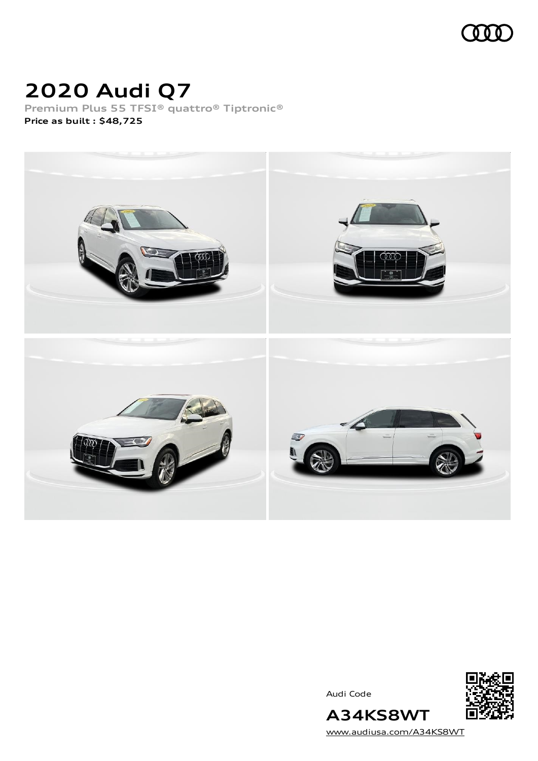# 2020 Audi Q7

Premium Plus 55 TFSI® quattro® Tiptronic®

**Price as built : $48,725**

Audi Code

## A34KS8WT

www.audiusa.com/A34KS8WT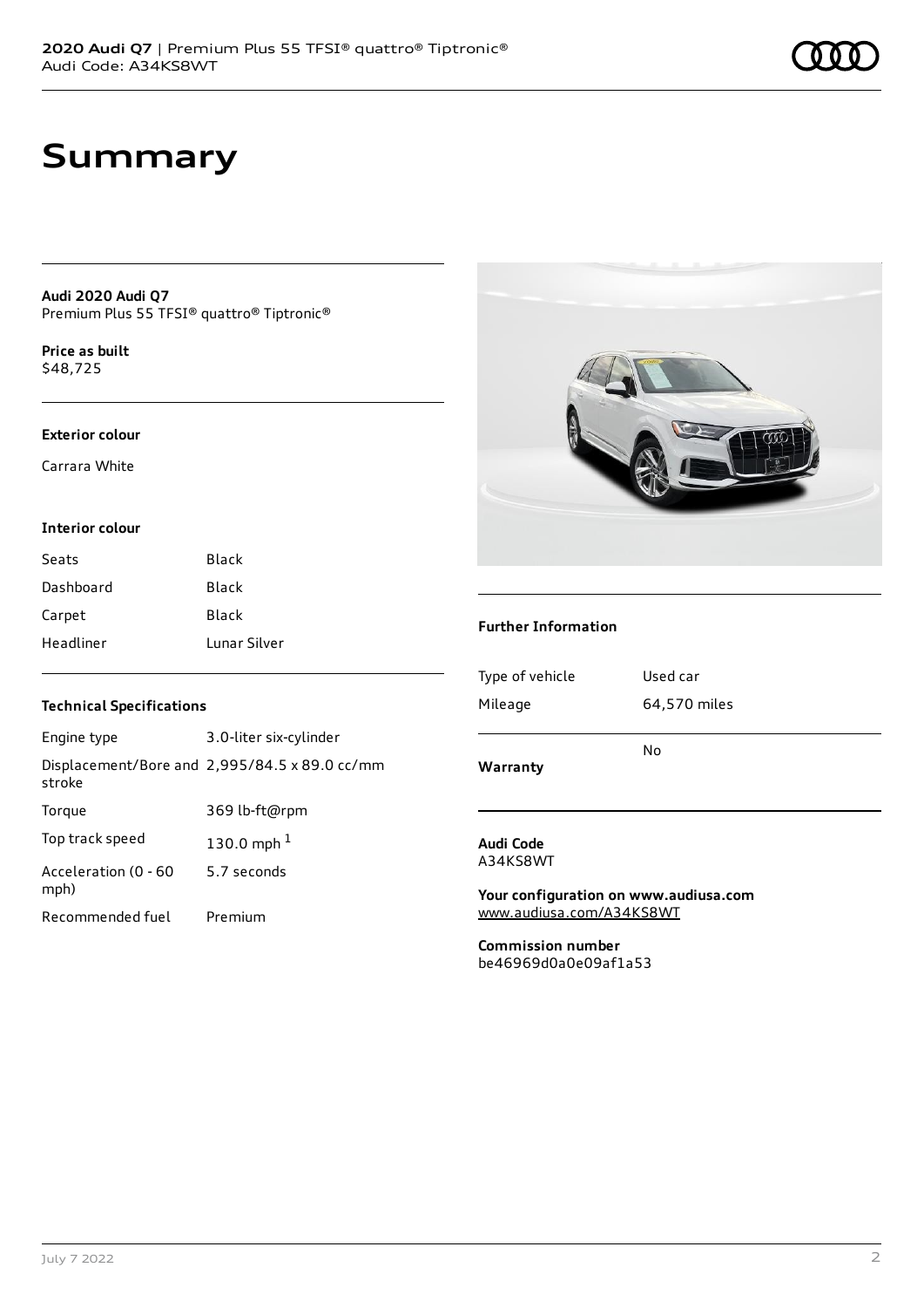# Summary

**Audi 2020 Audi Q7**
Premium Plus 55 TFSI® quattro® Tiptronic®

**Price as built**
$48,725

### Exterior colour

Carrara White

### Interior colour

| | |
|---|---|
| Seats | Black |
| Dashboard | Black |
| Carpet | Black |
| Headliner | Lunar Silver |

### Technical Specifications

| | |
|---|---|
| Engine type | 3.0-liter six-cylinder |
| Displacement/Bore and stroke | 2,995/84.5 x 89.0 cc/mm |
| Torque | 369 lb-ft@rpm |
| Top track speed | 130.0 mph [1] |
| Acceleration (0 - 60 mph) | 5.7 seconds |
| Recommended fuel | Premium |

### Further Information

| | |
|---|---|
| Type of vehicle | Used car |
| Mileage | 64,570 miles |
| **Warranty** | No |

**Audi Code**
A34KS8WT

**Your configuration on www.audiusa.com**
www.audiusa.com/A34KS8WT

**Commission number**
be46969d0a0e09af1a53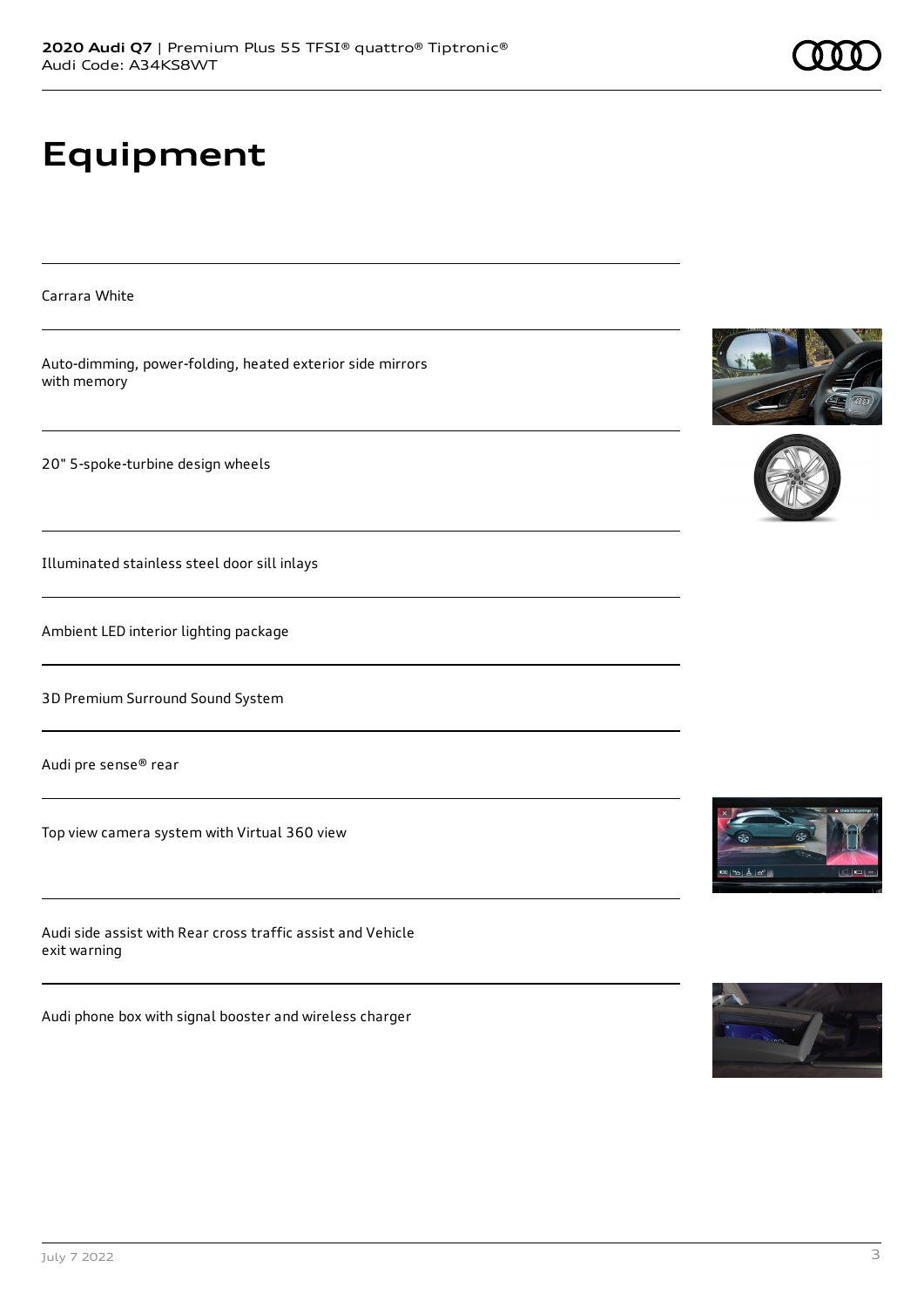# Equipment

Carrara White

Auto-dimming, power-folding, heated exterior side mirrors with memory

20" 5-spoke-turbine design wheels

Illuminated stainless steel door sill inlays

Ambient LED interior lighting package

3D Premium Surround Sound System

Audi pre sense® rear

Top view camera system with Virtual 360 view

Audi side assist with Rear cross traffic assist and Vehicle exit warning

Audi phone box with signal booster and wireless charger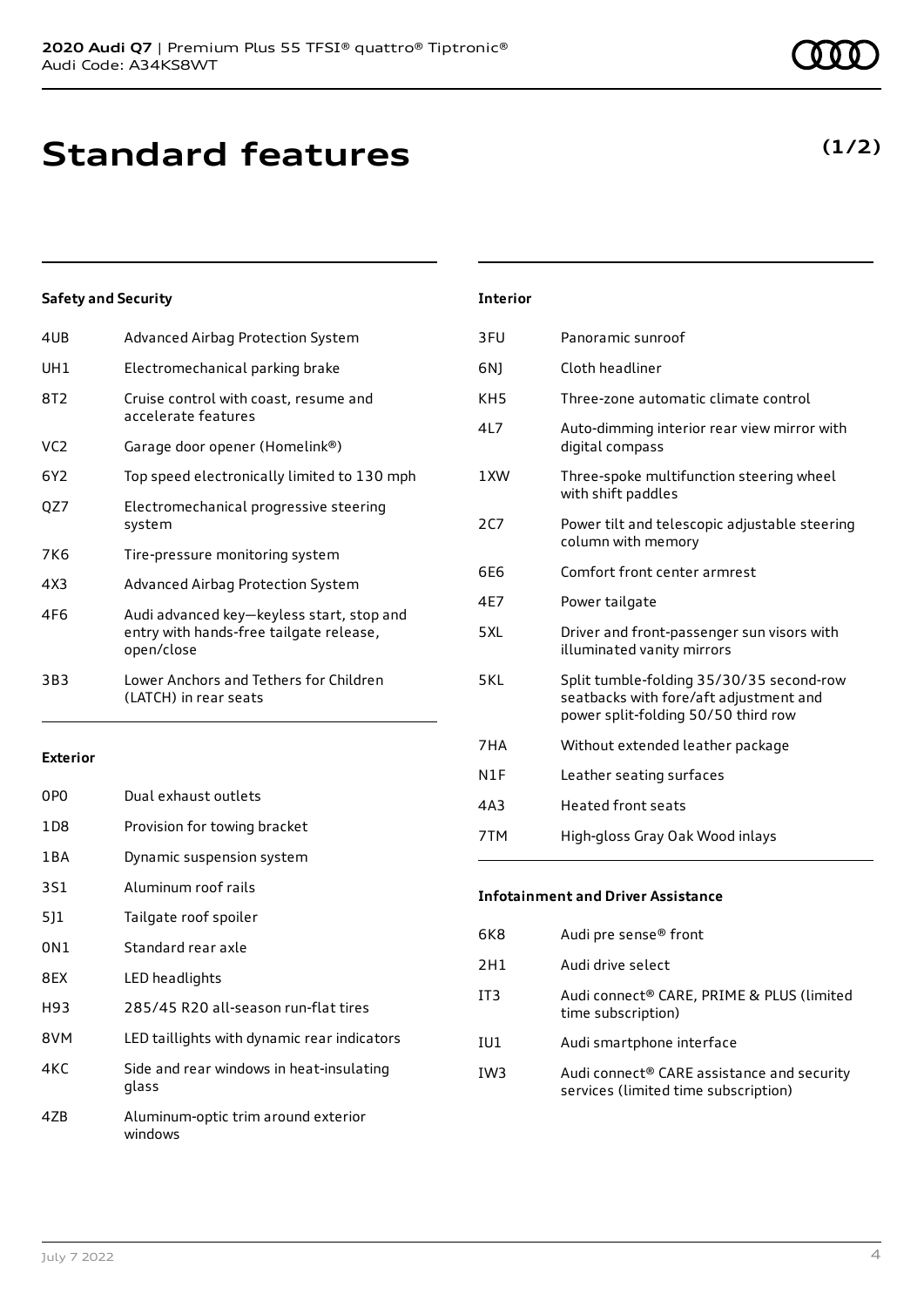# Standard features

**(1/2)**

### Safety and Security

| | |
|---|---|
| 4UB | Advanced Airbag Protection System |
| UH1 | Electromechanical parking brake |
| 8T2 | Cruise control with coast, resume and accelerate features |
| VC2 | Garage door opener (Homelink®) |
| 6Y2 | Top speed electronically limited to 130 mph |
| QZ7 | Electromechanical progressive steering system |
| 7K6 | Tire-pressure monitoring system |
| 4X3 | Advanced Airbag Protection System |
| 4F6 | Audi advanced key—keyless start, stop and entry with hands-free tailgate release, open/close |
| 3B3 | Lower Anchors and Tethers for Children (LATCH) in rear seats |

### Exterior

| | |
|---|---|
| 0P0 | Dual exhaust outlets |
| 1D8 | Provision for towing bracket |
| 1BA | Dynamic suspension system |
| 3S1 | Aluminum roof rails |
| 5J1 | Tailgate roof spoiler |
| 0N1 | Standard rear axle |
| 8EX | LED headlights |
| H93 | 285/45 R20 all-season run-flat tires |
| 8VM | LED taillights with dynamic rear indicators |
| 4KC | Side and rear windows in heat-insulating glass |
| 4ZB | Aluminum-optic trim around exterior windows |

### Interior

| | |
|---|---|
| 3FU | Panoramic sunroof |
| 6NJ | Cloth headliner |
| KH5 | Three-zone automatic climate control |
| 4L7 | Auto-dimming interior rear view mirror with digital compass |
| 1XW | Three-spoke multifunction steering wheel with shift paddles |
| 2C7 | Power tilt and telescopic adjustable steering column with memory |
| 6E6 | Comfort front center armrest |
| 4E7 | Power tailgate |
| 5XL | Driver and front-passenger sun visors with illuminated vanity mirrors |
| 5KL | Split tumble-folding 35/30/35 second-row seatbacks with fore/aft adjustment and power split-folding 50/50 third row |
| 7HA | Without extended leather package |
| N1F | Leather seating surfaces |
| 4A3 | Heated front seats |
| 7TM | High-gloss Gray Oak Wood inlays |

### Infotainment and Driver Assistance

| | |
|---|---|
| 6K8 | Audi pre sense® front |
| 2H1 | Audi drive select |
| IT3 | Audi connect® CARE, PRIME & PLUS (limited time subscription) |
| IU1 | Audi smartphone interface |
| IW3 | Audi connect® CARE assistance and security services (limited time subscription) |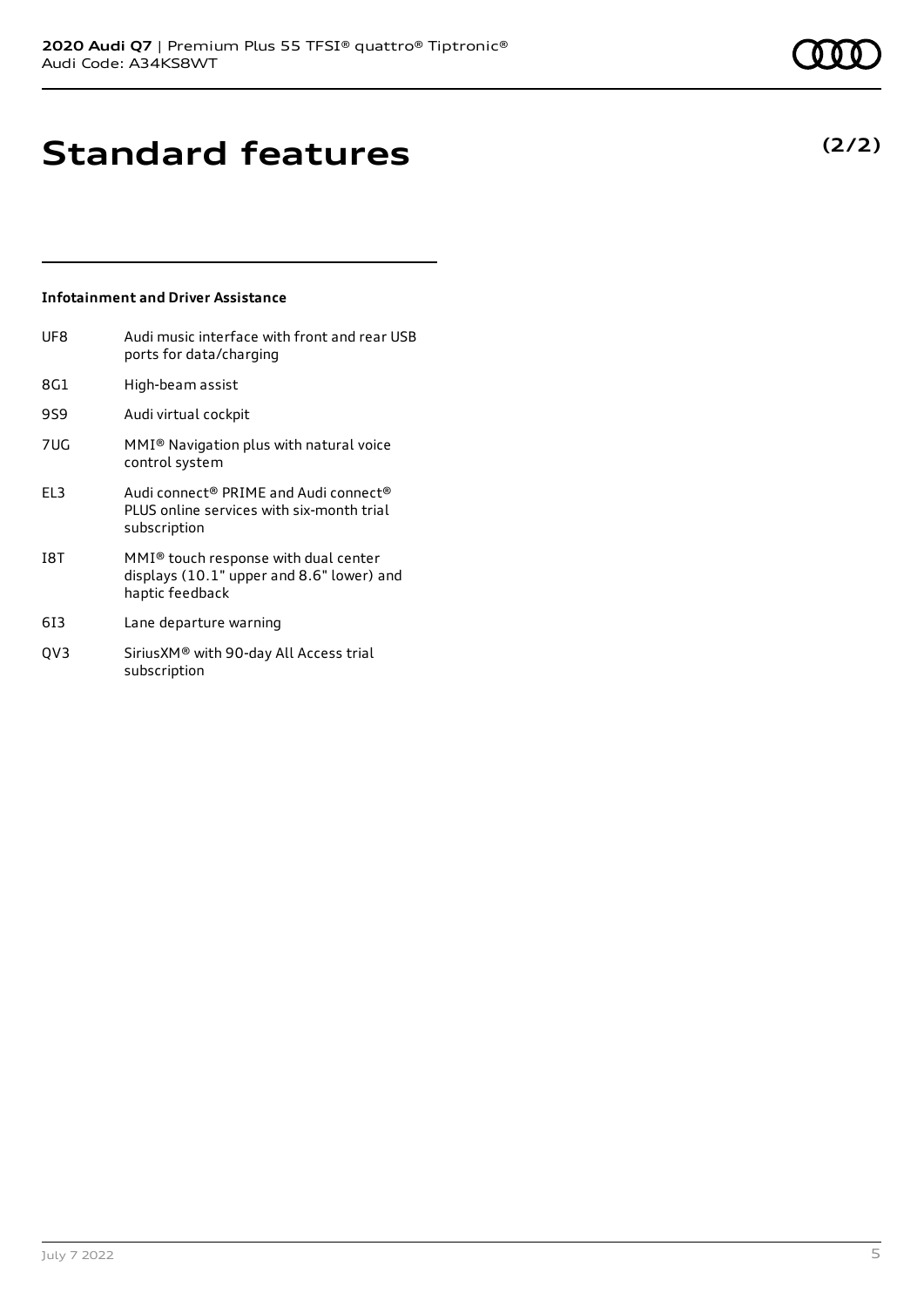# Standard features

**(2/2)**

### Infotainment and Driver Assistance

| | |
|---|---|
| UF8 | Audi music interface with front and rear USB ports for data/charging |
| 8G1 | High-beam assist |
| 9S9 | Audi virtual cockpit |
| 7UG | MMI® Navigation plus with natural voice control system |
| EL3 | Audi connect® PRIME and Audi connect® PLUS online services with six-month trial subscription |
| I8T | MMI® touch response with dual center displays (10.1" upper and 8.6" lower) and haptic feedback |
| 6I3 | Lane departure warning |
| QV3 | SiriusXM® with 90-day All Access trial subscription |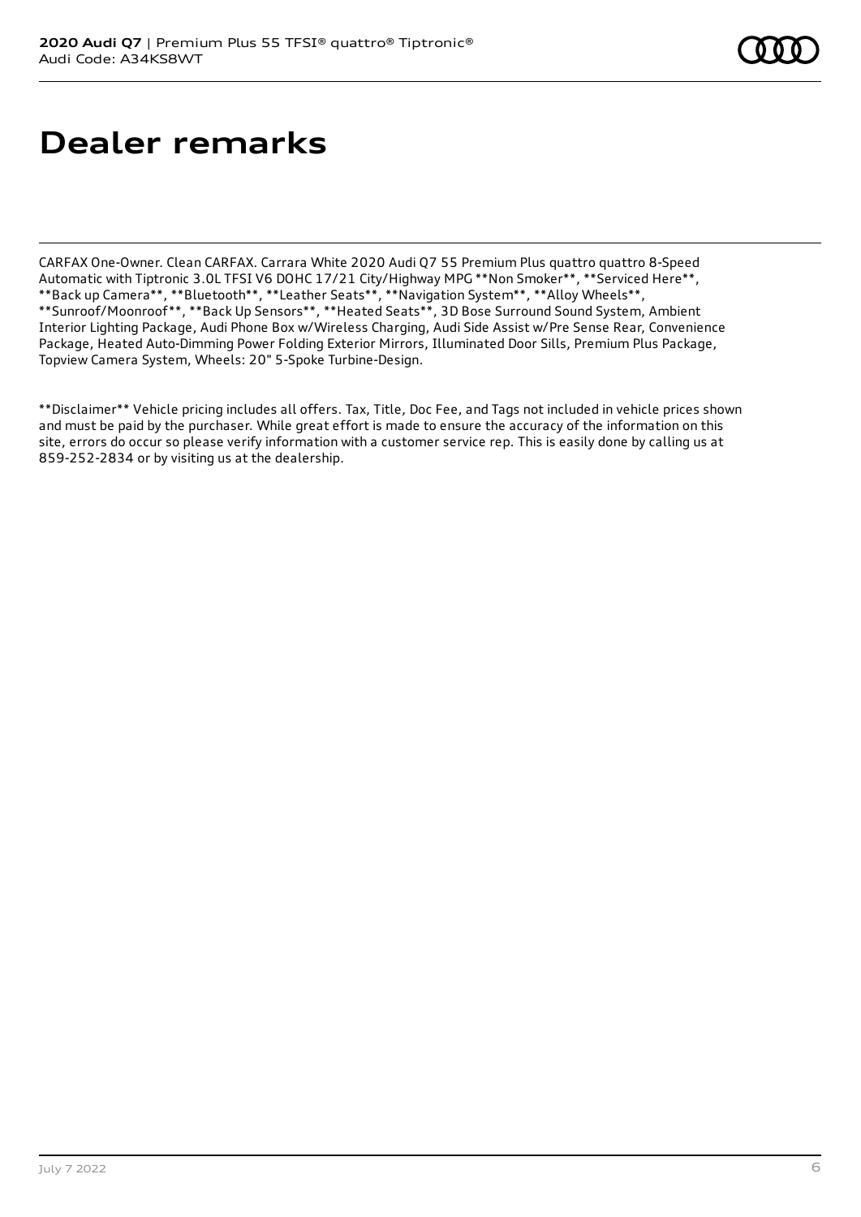# Dealer remarks

CARFAX One-Owner. Clean CARFAX. Carrara White 2020 Audi Q7 55 Premium Plus quattro quattro 8-Speed Automatic with Tiptronic 3.0L TFSI V6 DOHC 17/21 City/Highway MPG **Non Smoker**, **Serviced Here**, **Back up Camera**, **Bluetooth**, **Leather Seats**, **Navigation System**, **Alloy Wheels**, **Sunroof/Moonroof**, **Back Up Sensors**, **Heated Seats**, 3D Bose Surround Sound System, Ambient Interior Lighting Package, Audi Phone Box w/Wireless Charging, Audi Side Assist w/Pre Sense Rear, Convenience Package, Heated Auto-Dimming Power Folding Exterior Mirrors, Illuminated Door Sills, Premium Plus Package, Topview Camera System, Wheels: 20" 5-Spoke Turbine-Design.

**Disclaimer** Vehicle pricing includes all offers. Tax, Title, Doc Fee, and Tags not included in vehicle prices shown and must be paid by the purchaser. While great effort is made to ensure the accuracy of the information on this site, errors do occur so please verify information with a customer service rep. This is easily done by calling us at 859-252-2834 or by visiting us at the dealership.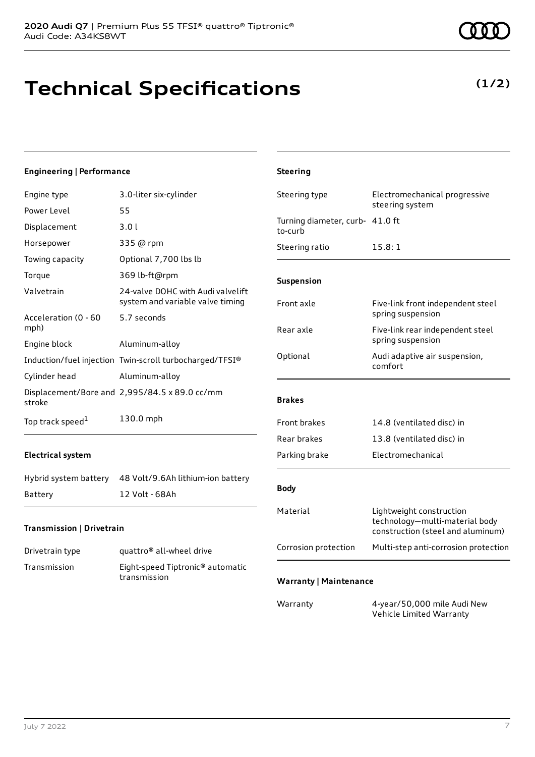# Technical Specifications

**(1/2)**

### Engineering | Performance

| | |
|---|---|
| Engine type | 3.0-liter six-cylinder |
| Power Level | 55 |
| Displacement | 3.0 l |
| Horsepower | 335 @ rpm |
| Towing capacity | Optional 7,700 lbs lb |
| Torque | 369 lb-ft@rpm |
| Valvetrain | 24-valve DOHC with Audi valvelift system and variable valve timing |
| Acceleration (0 - 60 mph) | 5.7 seconds |
| Engine block | Aluminum-alloy |
| Induction/fuel injection | Twin-scroll turbocharged/TFSI® |
| Cylinder head | Aluminum-alloy |
| Displacement/Bore and stroke | 2,995/84.5 x 89.0 cc/mm |
| Top track speed[1] | 130.0 mph |

### Electrical system

| | |
|---|---|
| Hybrid system battery | 48 Volt/9.6Ah lithium-ion battery |
| Battery | 12 Volt - 68Ah |

### Transmission | Drivetrain

| | |
|---|---|
| Drivetrain type | quattro® all-wheel drive |
| Transmission | Eight-speed Tiptronic® automatic transmission |

### Steering

| | |
|---|---|
| Steering type | Electromechanical progressive steering system |
| Turning diameter, curb-to-curb | 41.0 ft |
| Steering ratio | 15.8: 1 |

### Suspension

| | |
|---|---|
| Front axle | Five-link front independent steel spring suspension |
| Rear axle | Five-link rear independent steel spring suspension |
| Optional | Audi adaptive air suspension, comfort |

### Brakes

| | |
|---|---|
| Front brakes | 14.8 (ventilated disc) in |
| Rear brakes | 13.8 (ventilated disc) in |
| Parking brake | Electromechanical |

### Body

| | |
|---|---|
| Material | Lightweight construction technology—multi-material body construction (steel and aluminum) |
| Corrosion protection | Multi-step anti-corrosion protection |

### Warranty | Maintenance

| | |
|---|---|
| Warranty | 4-year/50,000 mile Audi New Vehicle Limited Warranty |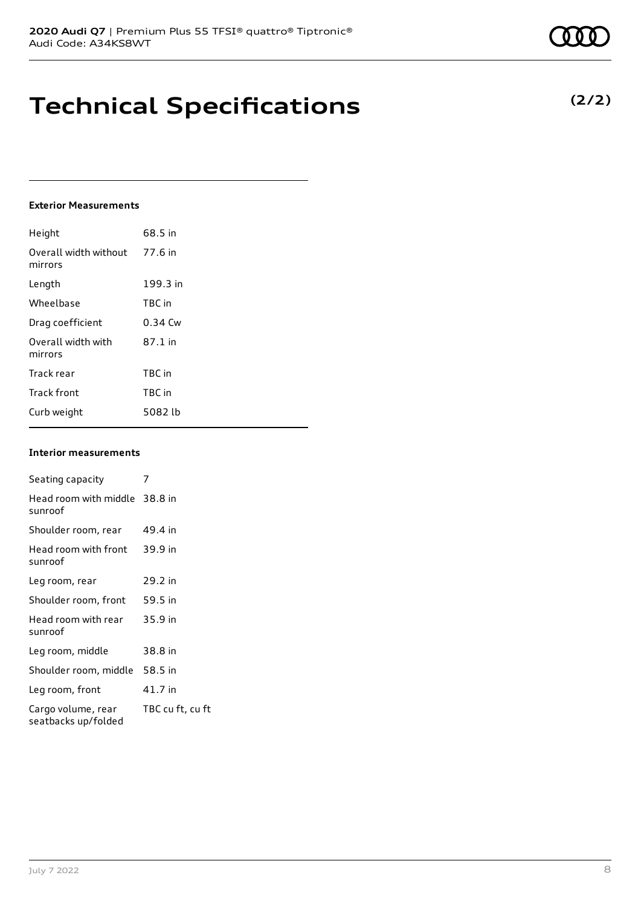# Technical Specifications

**(2/2)**

**Exterior Measurements**

| | |
|---|---|
| Height | 68.5 in |
| Overall width without mirrors | 77.6 in |
| Length | 199.3 in |
| Wheelbase | TBC in |
| Drag coefficient | 0.34 Cw |
| Overall width with mirrors | 87.1 in |
| Track rear | TBC in |
| Track front | TBC in |
| Curb weight | 5082 lb |

**Interior measurements**

| | |
|---|---|
| Seating capacity | 7 |
| Head room with middle sunroof | 38.8 in |
| Shoulder room, rear | 49.4 in |
| Head room with front sunroof | 39.9 in |
| Leg room, rear | 29.2 in |
| Shoulder room, front | 59.5 in |
| Head room with rear sunroof | 35.9 in |
| Leg room, middle | 38.8 in |
| Shoulder room, middle | 58.5 in |
| Leg room, front | 41.7 in |
| Cargo volume, rear seatbacks up/folded | TBC cu ft, cu ft |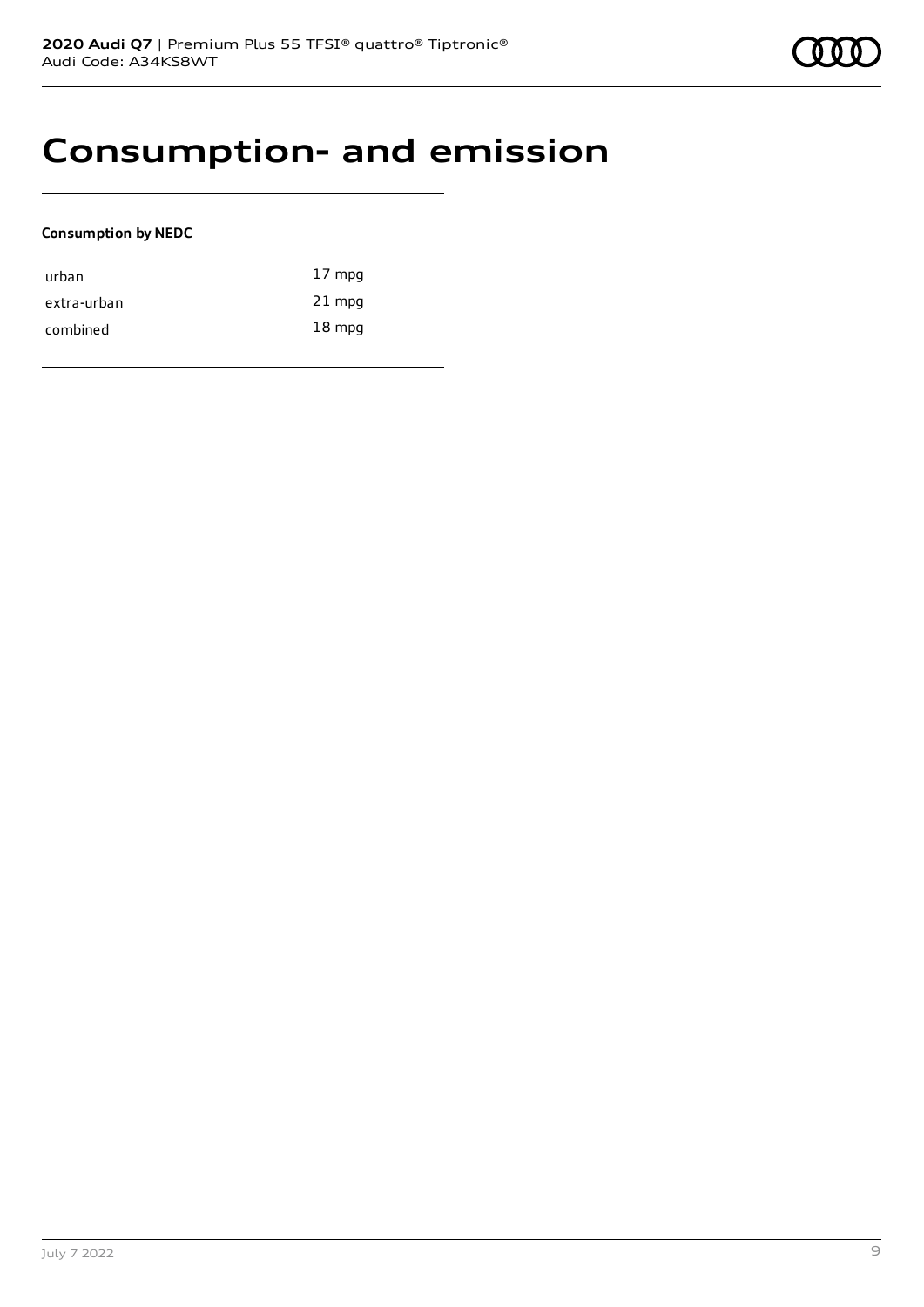# Consumption- and emission

**Consumption by NEDC**

| | |
|---|---|
| urban | 17 mpg |
| extra-urban | 21 mpg |
| combined | 18 mpg |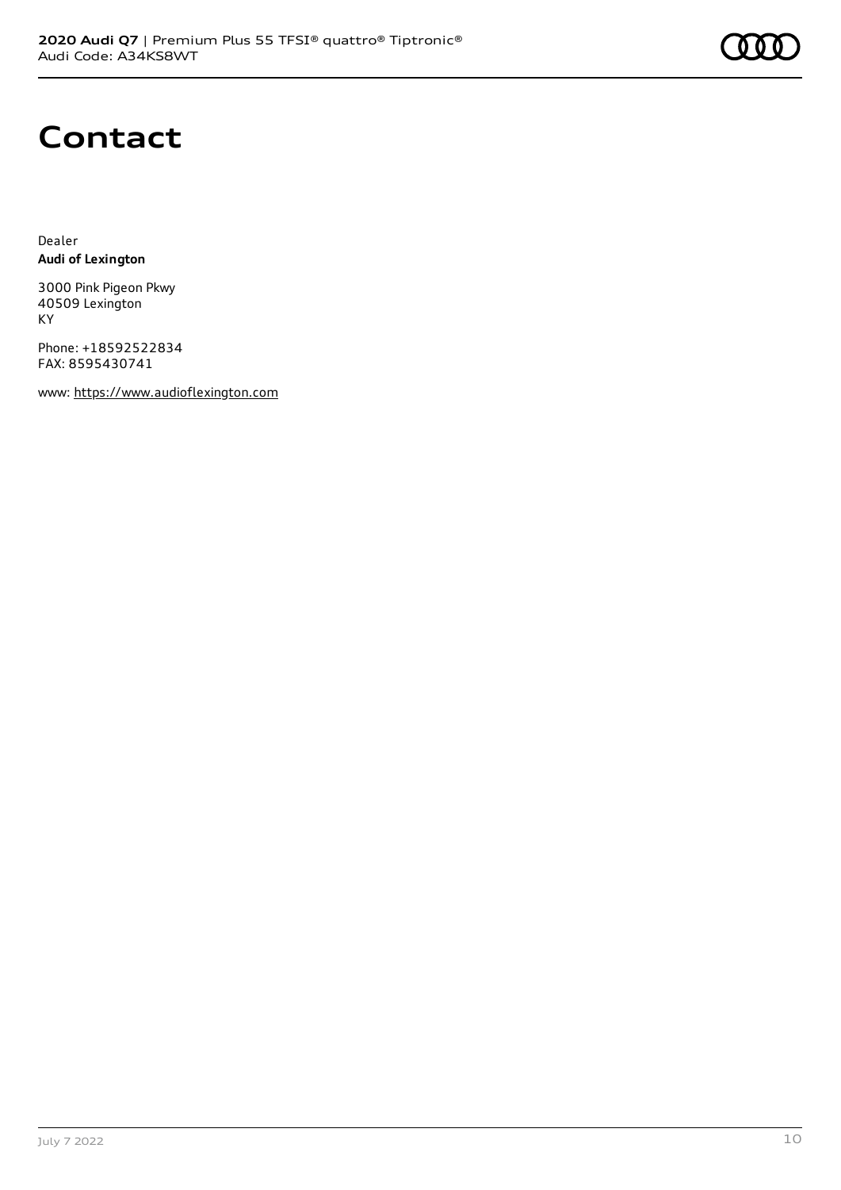# Contact

Dealer
**Audi of Lexington**

3000 Pink Pigeon Pkwy
40509 Lexington
KY

Phone: +18592522834
FAX: 8595430741

www: https://www.audioflexington.com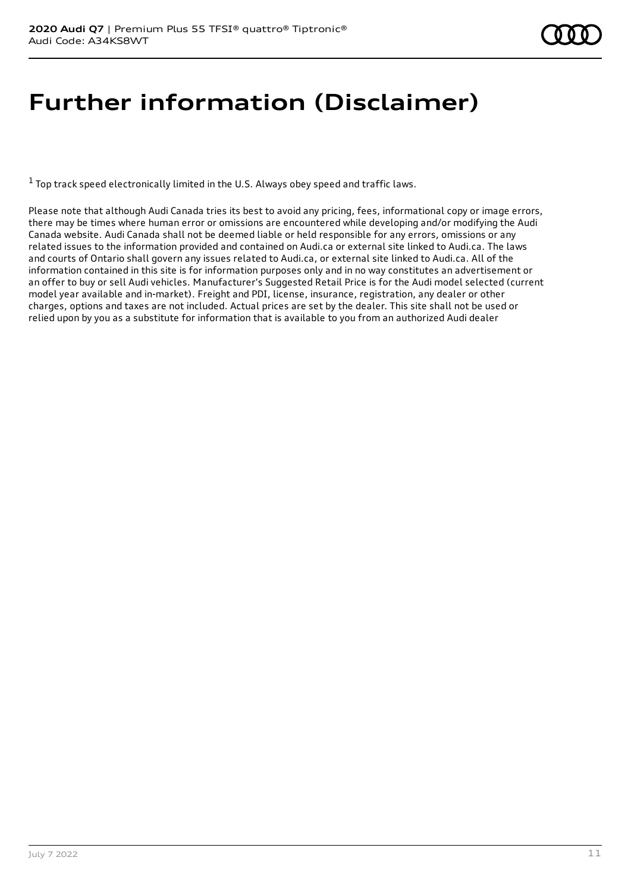# Further information (Disclaimer)

[1] Top track speed electronically limited in the U.S. Always obey speed and traffic laws.

Please note that although Audi Canada tries its best to avoid any pricing, fees, informational copy or image errors, there may be times where human error or omissions are encountered while developing and/or modifying the Audi Canada website. Audi Canada shall not be deemed liable or held responsible for any errors, omissions or any related issues to the information provided and contained on Audi.ca or external site linked to Audi.ca. The laws and courts of Ontario shall govern any issues related to Audi.ca, or external site linked to Audi.ca. All of the information contained in this site is for information purposes only and in no way constitutes an advertisement or an offer to buy or sell Audi vehicles. Manufacturer's Suggested Retail Price is for the Audi model selected (current model year available and in-market). Freight and PDI, license, insurance, registration, any dealer or other charges, options and taxes are not included. Actual prices are set by the dealer. This site shall not be used or relied upon by you as a substitute for information that is available to you from an authorized Audi dealer